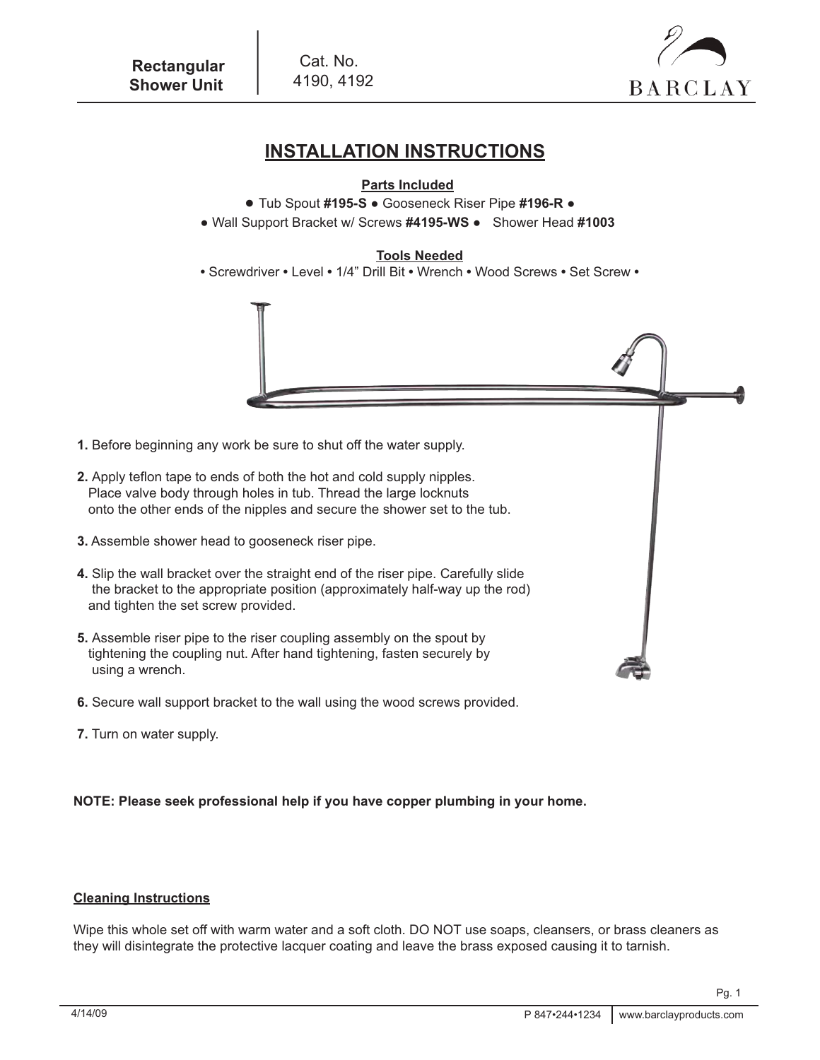Rectangular Shower Unit | Cat. No. 4190, 4192

BARCLAY

# INSTALLATION INSTRUCTIONS

## Parts Included

● Tub Spout **#195-S** ● Gooseneck Riser Pipe **#196-R** ●
● Wall Support Bracket w/ Screws **#4195-WS** ● Shower Head **#1003**

## Tools Needed

• Screwdriver • Level • 1/4" Drill Bit • Wrench • Wood Screws • Set Screw •

**1.** Before beginning any work be sure to shut off the water supply.

**2.** Apply teflon tape to ends of both the hot and cold supply nipples. Place valve body through holes in tub. Thread the large locknuts onto the other ends of the nipples and secure the shower set to the tub.

**3.** Assemble shower head to gooseneck riser pipe.

**4.** Slip the wall bracket over the straight end of the riser pipe. Carefully slide the bracket to the appropriate position (approximately half-way up the rod) and tighten the set screw provided.

**5.** Assemble riser pipe to the riser coupling assembly on the spout by tightening the coupling nut. After hand tightening, fasten securely by using a wrench.

**6.** Secure wall support bracket to the wall using the wood screws provided.

**7.** Turn on water supply.

**NOTE: Please seek professional help if you have copper plumbing in your home.**

## Cleaning Instructions

Wipe this whole set off with warm water and a soft cloth. DO NOT use soaps, cleansers, or brass cleaners as they will disintegrate the protective lacquer coating and leave the brass exposed causing it to tarnish.

4/14/09 P 847•244•1234 www.barclayproducts.com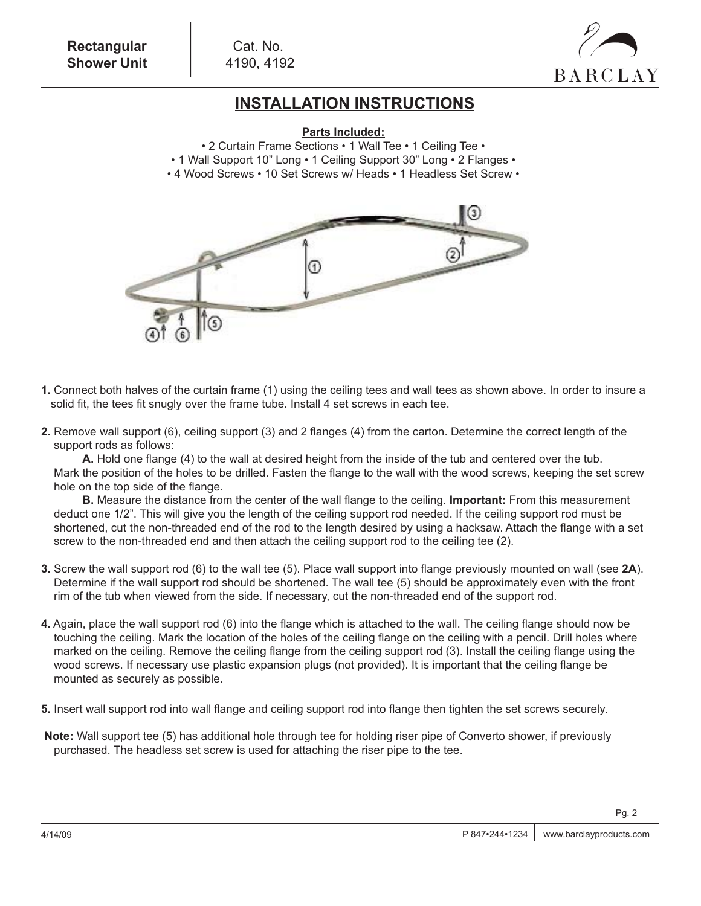**Rectangular Shower Unit**

Cat. No. 4190, 4192

BARCLAY

# INSTALLATION INSTRUCTIONS

**Parts Included:**

• 2 Curtain Frame Sections • 1 Wall Tee • 1 Ceiling Tee •
• 1 Wall Support 10" Long • 1 Ceiling Support 30" Long • 2 Flanges •
• 4 Wood Screws • 10 Set Screws w/ Heads • 1 Headless Set Screw •

**1.** Connect both halves of the curtain frame (1) using the ceiling tees and wall tees as shown above. In order to insure a solid fit, the tees fit snugly over the frame tube. Install 4 set screws in each tee.

**2.** Remove wall support (6), ceiling support (3) and 2 flanges (4) from the carton. Determine the correct length of the support rods as follows:

**A.** Hold one flange (4) to the wall at desired height from the inside of the tub and centered over the tub. Mark the position of the holes to be drilled. Fasten the flange to the wall with the wood screws, keeping the set screw hole on the top side of the flange.

**B.** Measure the distance from the center of the wall flange to the ceiling. **Important:** From this measurement deduct one 1/2". This will give you the length of the ceiling support rod needed. If the ceiling support rod must be shortened, cut the non-threaded end of the rod to the length desired by using a hacksaw. Attach the flange with a set screw to the non-threaded end and then attach the ceiling support rod to the ceiling tee (2).

**3.** Screw the wall support rod (6) to the wall tee (5). Place wall support into flange previously mounted on wall (see **2A**). Determine if the wall support rod should be shortened. The wall tee (5) should be approximately even with the front rim of the tub when viewed from the side. If necessary, cut the non-threaded end of the support rod.

**4.** Again, place the wall support rod (6) into the flange which is attached to the wall. The ceiling flange should now be touching the ceiling. Mark the location of the holes of the ceiling flange on the ceiling with a pencil. Drill holes where marked on the ceiling. Remove the ceiling flange from the ceiling support rod (3). Install the ceiling flange using the wood screws. If necessary use plastic expansion plugs (not provided). It is important that the ceiling flange be mounted as securely as possible.

**5.** Insert wall support rod into wall flange and ceiling support rod into flange then tighten the set screws securely.

**Note:** Wall support tee (5) has additional hole through tee for holding riser pipe of Converto shower, if previously purchased. The headless set screw is used for attaching the riser pipe to the tee.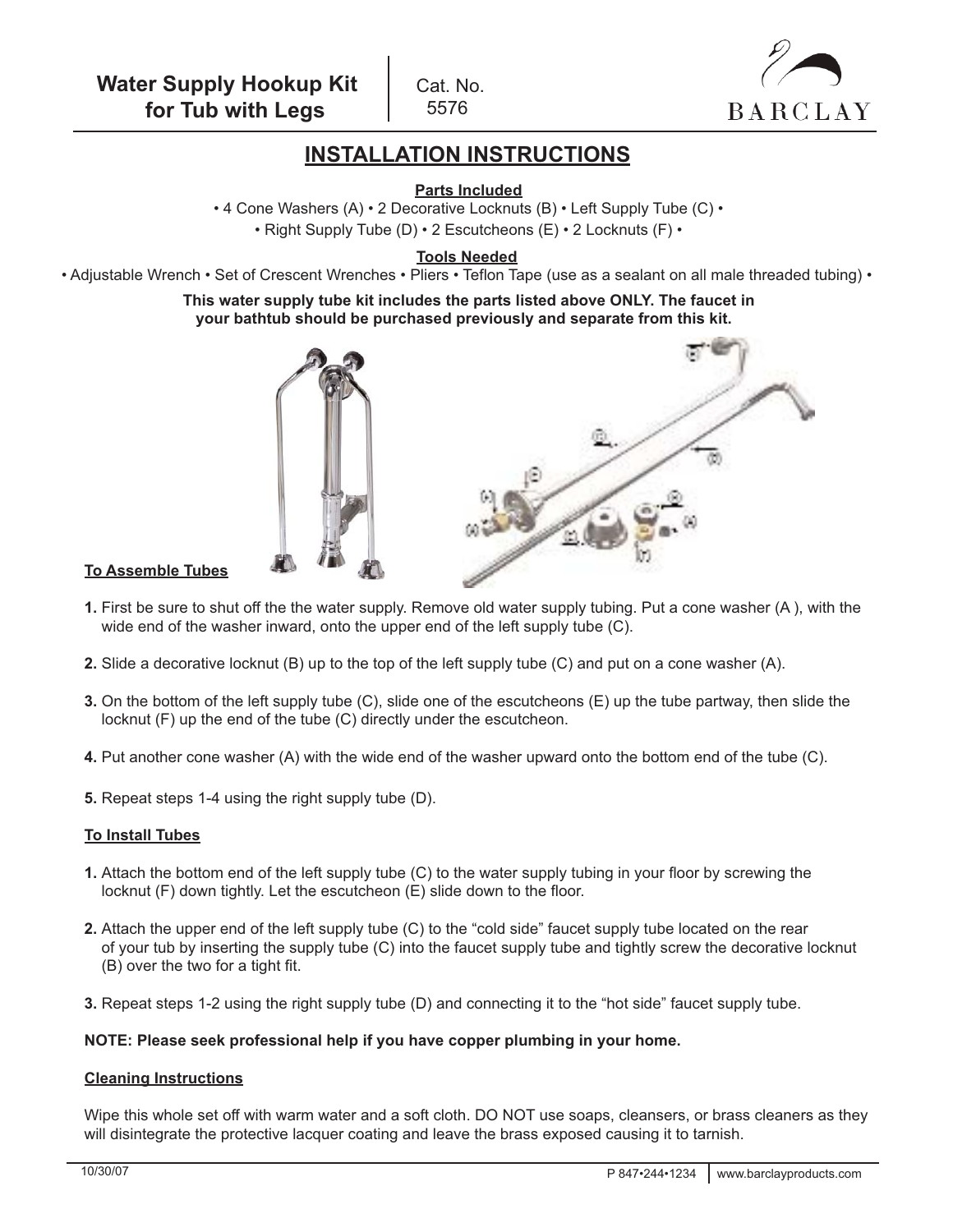**Water Supply Hookup Kit for Tub with Legs**

Cat. No. 5576

BARCLAY

# INSTALLATION INSTRUCTIONS

**Parts Included**

• 4 Cone Washers (A) • 2 Decorative Locknuts (B) • Left Supply Tube (C) •
• Right Supply Tube (D) • 2 Escutcheons (E) • 2 Locknuts (F) •

**Tools Needed**

• Adjustable Wrench • Set of Crescent Wrenches • Pliers • Teflon Tape (use as a sealant on all male threaded tubing) •

**This water supply tube kit includes the parts listed above ONLY. The faucet in your bathtub should be purchased previously and separate from this kit.**

## To Assemble Tubes

1. First be sure to shut off the the water supply. Remove old water supply tubing. Put a cone washer (A ), with the wide end of the washer inward, onto the upper end of the left supply tube (C).
2. Slide a decorative locknut (B) up to the top of the left supply tube (C) and put on a cone washer (A).
3. On the bottom of the left supply tube (C), slide one of the escutcheons (E) up the tube partway, then slide the locknut (F) up the end of the tube (C) directly under the escutcheon.
4. Put another cone washer (A) with the wide end of the washer upward onto the bottom end of the tube (C).
5. Repeat steps 1-4 using the right supply tube (D).

## To Install Tubes

1. Attach the bottom end of the left supply tube (C) to the water supply tubing in your floor by screwing the locknut (F) down tightly. Let the escutcheon (E) slide down to the floor.
2. Attach the upper end of the left supply tube (C) to the "cold side" faucet supply tube located on the rear of your tub by inserting the supply tube (C) into the faucet supply tube and tightly screw the decorative locknut (B) over the two for a tight fit.
3. Repeat steps 1-2 using the right supply tube (D) and connecting it to the "hot side" faucet supply tube.

**NOTE: Please seek professional help if you have copper plumbing in your home.**

## Cleaning Instructions

Wipe this whole set off with warm water and a soft cloth. DO NOT use soaps, cleansers, or brass cleaners as they will disintegrate the protective lacquer coating and leave the brass exposed causing it to tarnish.

10/30/07 P 847•244•1234 www.barclayproducts.com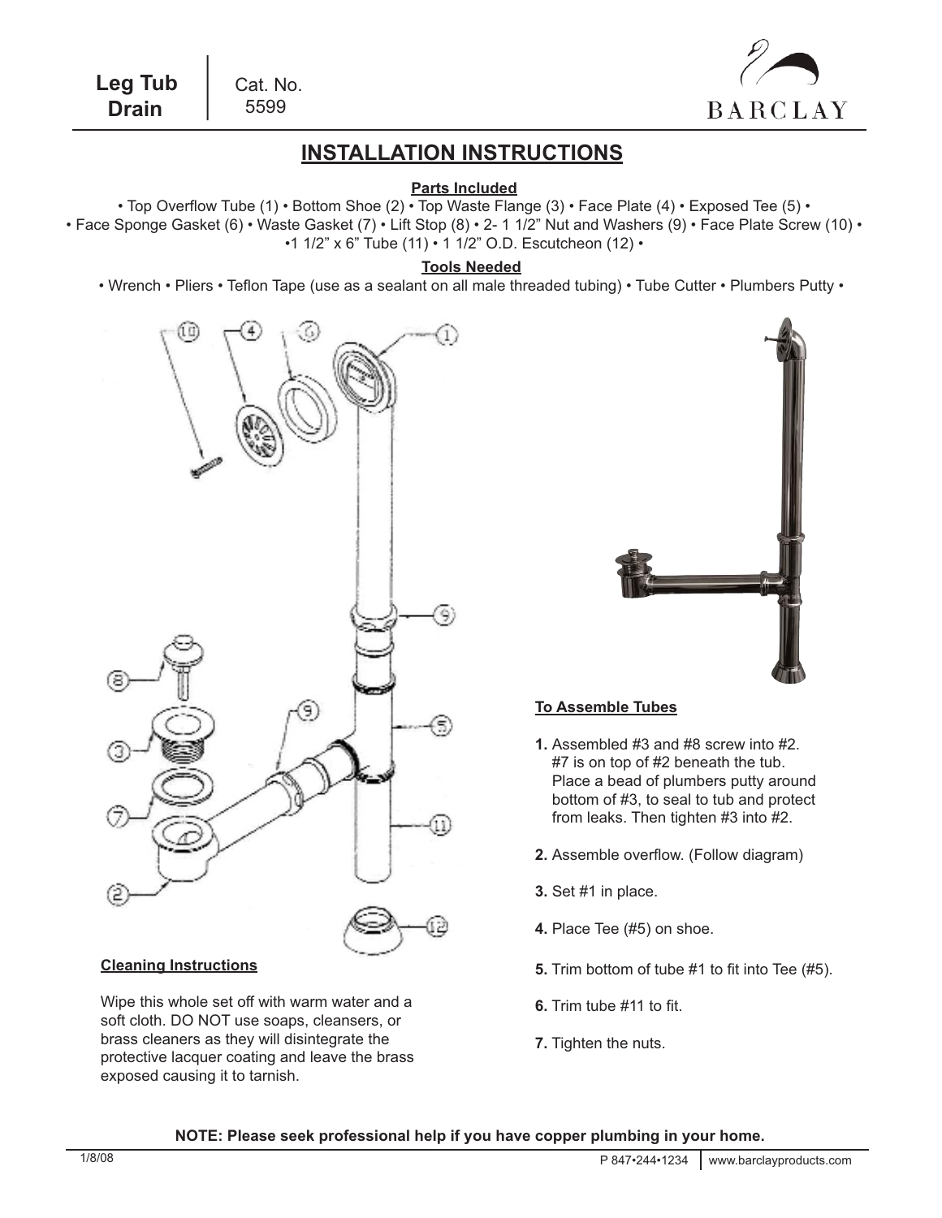**Leg Tub Drain** | Cat. No. 5599

BARCLAY

# INSTALLATION INSTRUCTIONS

**Parts Included**

• Top Overflow Tube (1) • Bottom Shoe (2) • Top Waste Flange (3) • Face Plate (4) • Exposed Tee (5) • • Face Sponge Gasket (6) • Waste Gasket (7) • Lift Stop (8) • 2- 1 1/2" Nut and Washers (9) • Face Plate Screw (10) • •1 1/2" x 6" Tube (11) • 1 1/2" O.D. Escutcheon (12) •

**Tools Needed**

• Wrench • Pliers • Teflon Tape (use as a sealant on all male threaded tubing) • Tube Cutter • Plumbers Putty •

10
4
6
1
9
8
9
3
5
7
11
2
12

## Cleaning Instructions

Wipe this whole set off with warm water and a soft cloth. DO NOT use soaps, cleansers, or brass cleaners as they will disintegrate the protective lacquer coating and leave the brass exposed causing it to tarnish.

## To Assemble Tubes

1. Assembled #3 and #8 screw into #2. #7 is on top of #2 beneath the tub. Place a bead of plumbers putty around bottom of #3, to seal to tub and protect from leaks. Then tighten #3 into #2.
2. Assemble overflow. (Follow diagram)
3. Set #1 in place.
4. Place Tee (#5) on shoe.
5. Trim bottom of tube #1 to fit into Tee (#5).
6. Trim tube #11 to fit.
7. Tighten the nuts.

**NOTE: Please seek professional help if you have copper plumbing in your home.**

1/8/08

P 847•244•1234 | www.barclayproducts.com